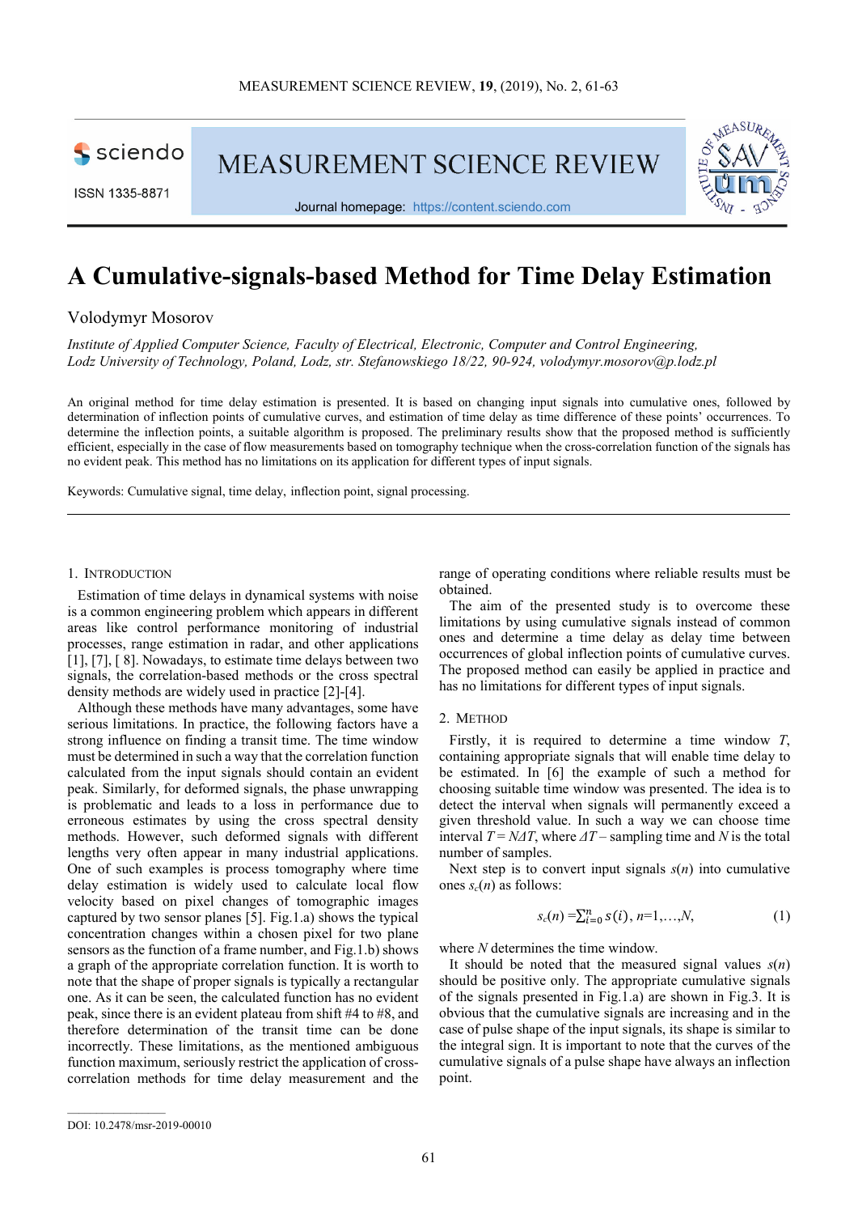# A Cumulative-signals-based Method for Time Delay Estimation

Volodymyr Mosorov

*Institute of Applied Computer Science, Faculty of Electrical, Electronic, Computer and Control Engineering, Lodz University of Technology, Poland, Lodz, str. Stefanowskiego 18/22, 90-924, volodymyr.mosorov@p.lodz.pl*

An original method for time delay estimation is presented. It is based on changing input signals into cumulative ones, followed by determination of inflection points of cumulative curves, and estimation of time delay as time difference of these points' occurrences. To determine the inflection points, a suitable algorithm is proposed. The preliminary results show that the proposed method is sufficiently efficient, especially in the case of flow measurements based on tomography technique when the cross-correlation function of the signals has no evident peak. This method has no limitations on its application for different types of input signals.

Keywords: Cumulative signal, time delay, inflection point, signal processing.

## 1. Introduction

Estimation of time delays in dynamical systems with noise is a common engineering problem which appears in different areas like control performance monitoring of industrial processes, range estimation in radar, and other applications [1], [7], [ 8]. Nowadays, to estimate time delays between two signals, the correlation-based methods or the cross spectral density methods are widely used in practice [2]-[4].

Although these methods have many advantages, some have serious limitations. In practice, the following factors have a strong influence on finding a transit time. The time window must be determined in such a way that the correlation function calculated from the input signals should contain an evident peak. Similarly, for deformed signals, the phase unwrapping is problematic and leads to a loss in performance due to erroneous estimates by using the cross spectral density methods. However, such deformed signals with different lengths very often appear in many industrial applications. One of such examples is process tomography where time delay estimation is widely used to calculate local flow velocity based on pixel changes of tomographic images captured by two sensor planes [5]. Fig.1.a) shows the typical concentration changes within a chosen pixel for two plane sensors as the function of a frame number, and Fig.1.b) shows a graph of the appropriate correlation function. It is worth to note that the shape of proper signals is typically a rectangular one. As it can be seen, the calculated function has no evident peak, since there is an evident plateau from shift #4 to #8, and therefore determination of the transit time can be done incorrectly. These limitations, as the mentioned ambiguous function maximum, seriously restrict the application of cross-correlation methods for time delay measurement and the range of operating conditions where reliable results must be obtained.

The aim of the presented study is to overcome these limitations by using cumulative signals instead of common ones and determine a time delay as delay time between occurrences of global inflection points of cumulative curves. The proposed method can easily be applied in practice and has no limitations for different types of input signals.

## 2. Method

Firstly, it is required to determine a time window $T$, containing appropriate signals that will enable time delay to be estimated. In [6] the example of such a method for choosing suitable time window was presented. The idea is to detect the interval when signals will permanently exceed a given threshold value. In such a way we can choose time interval $T = N\Delta T$, where $\Delta T$ – sampling time and $N$ is the total number of samples.

Next step is to convert input signals $s(n)$ into cumulative ones $s_c(n)$ as follows:

$$s_c(n) = \sum_{i=0}^{n} s(i),\ n=1,\dots,N, \tag{1}$$

where $N$ determines the time window.

It should be noted that the measured signal values $s(n)$ should be positive only. The appropriate cumulative signals of the signals presented in Fig.1.a) are shown in Fig.3. It is obvious that the cumulative signals are increasing and in the case of pulse shape of the input signals, its shape is similar to the integral sign. It is important to note that the curves of the cumulative signals of a pulse shape have always an inflection point.

DOI: 10.2478/msr-2019-00010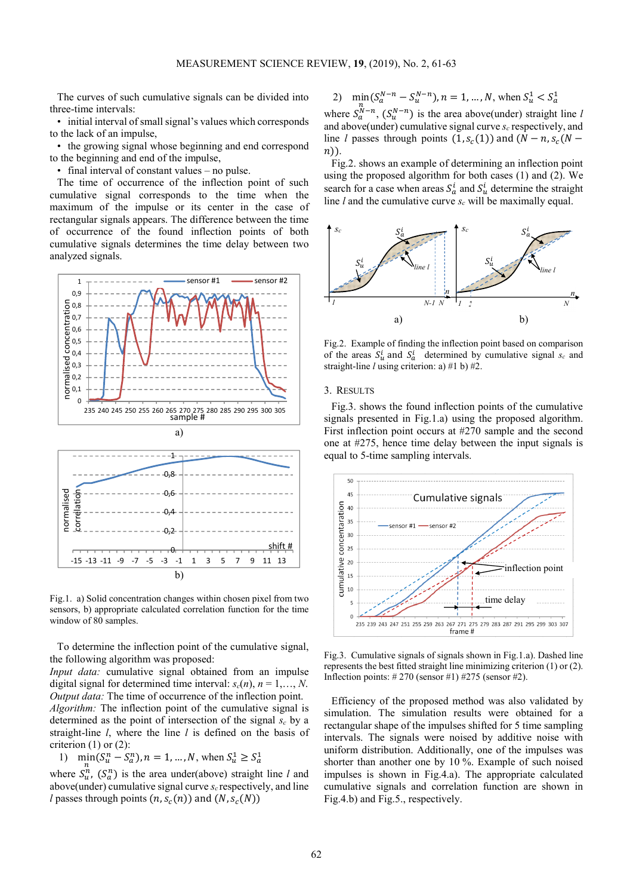The curves of such cumulative signals can be divided into three-time intervals:

- initial interval of small signal's values which corresponds to the lack of an impulse,
- the growing signal whose beginning and end correspond to the beginning and end of the impulse,
- final interval of constant values – no pulse.

The time of occurrence of the inflection point of such cumulative signal corresponds to the time when the maximum of the impulse or its center in the case of rectangular signals appears. The difference between the time of occurrence of the found inflection points of both cumulative signals determines the time delay between two analyzed signals.

Fig.1. a) Solid concentration changes within chosen pixel from two sensors, b) appropriate calculated correlation function for the time window of 80 samples.

To determine the inflection point of the cumulative signal, the following algorithm was proposed:

*Input data:* cumulative signal obtained from an impulse digital signal for determined time interval: $s_c(n)$, $n = 1,\ldots, N$.
*Output data:* The time of occurrence of the inflection point.
*Algorithm:* The inflection point of the cumulative signal is determined as the point of intersection of the signal $s_c$ by a straight-line $l$, where the line $l$ is defined on the basis of criterion (1) or (2):

1) $\min_n (S_u^n - S_a^n), n = 1, \ldots, N$, when $S_u^1 \geq S_a^1$

where $S_u^n$, $(S_a^n)$ is the area under(above) straight line $l$ and above(under) cumulative signal curve $s_c$ respectively, and line $l$ passes through points $(n, s_c(n))$ and $(N, s_c(N))$

2) $\min_n (S_a^{N-n} - S_u^{N-n}), n = 1, \ldots, N$, when $S_u^1 < S_a^1$

where $S_a^{N-n}$, $(S_u^{N-n})$ is the area above(under) straight line $l$ and above(under) cumulative signal curve $s_c$ respectively, and line $l$ passes through points $(1, s_c(1))$ and $(N-n, s_c(N-n))$.

Fig.2. shows an example of determining an inflection point using the proposed algorithm for both cases (1) and (2). We search for a case when areas $S_a^i$ and $S_u^i$ determine the straight line $l$ and the cumulative curve $s_c$ will be maximally equal.

Fig.2. Example of finding the inflection point based on comparison of the areas $S_u^i$ and $S_a^i$ determined by cumulative signal $s_c$ and straight-line $l$ using criterion: a) #1 b) #2.

## 3. Results

Fig.3. shows the found inflection points of the cumulative signals presented in Fig.1.a) using the proposed algorithm. First inflection point occurs at #270 sample and the second one at #275, hence time delay between the input signals is equal to 5-time sampling intervals.

Fig.3. Cumulative signals of signals shown in Fig.1.a). Dashed line represents the best fitted straight line minimizing criterion (1) or (2). Inflection points: # 270 (sensor #1) #275 (sensor #2).

Efficiency of the proposed method was also validated by simulation. The simulation results were obtained for a rectangular shape of the impulses shifted for 5 time sampling intervals. The signals were noised by additive noise with uniform distribution. Additionally, one of the impulses was shorter than another one by 10 %. Example of such noised impulses is shown in Fig.4.a). The appropriate calculated cumulative signals and correlation function are shown in Fig.4.b) and Fig.5., respectively.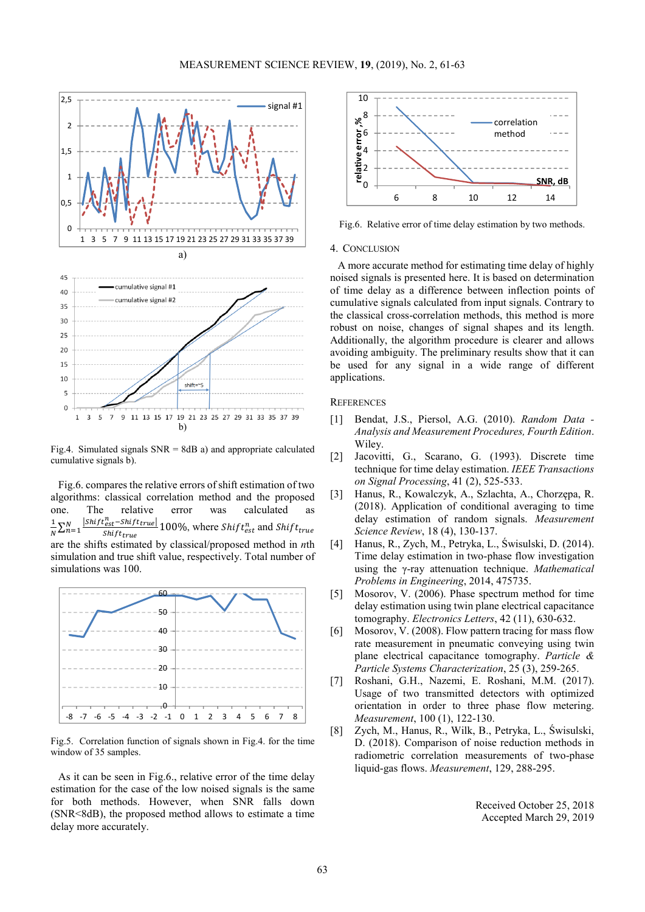2,5
2
1,5
1
0,5
0
signal #1
1 3 5 7 9 11 13 15 17 19 21 23 25 27 29 31 33 35 37 39
a)

45
40
35
30
25
20
15
10
5
0
cumulative signal #1
cumulative signal #2
shift=-5
1 3 5 7 9 11 13 15 17 19 21 23 25 27 29 31 33 35 37 39
b)

Fig.4. Simulated signals SNR = 8dB a) and appropriate calculated cumulative signals b).

Fig.6. compares the relative errors of shift estimation of two algorithms: classical correlation method and the proposed one. The relative error was calculated as $\frac{1}{N}\sum_{n=1}^{N}\frac{|Shift_{est}^{n}-Shift_{true}|}{Shift_{true}}100\%$, where $Shift_{est}^{n}$ and $Shift_{true}$ are the shifts estimated by classical/proposed method in *n*th simulation and true shift value, respectively. Total number of simulations was 100.

60
50
40
30
20
10
0
-8 -7 -6 -5 -4 -3 -2 -1 0 1 2 3 4 5 6 7 8

Fig.5. Correlation function of signals shown in Fig.4. for the time window of 35 samples.

As it can be seen in Fig.6., relative error of the time delay estimation for the case of the low noised signals is the same for both methods. However, when SNR falls down (SNR<8dB), the proposed method allows to estimate a time delay more accurately.

10
8
6
4
2
0
relative error ,%
correlation method
SNR, dB
6 8 10 12 14

Fig.6. Relative error of time delay estimation by two methods.

## 4. Conclusion

A more accurate method for estimating time delay of highly noised signals is presented here. It is based on determination of time delay as a difference between inflection points of cumulative signals calculated from input signals. Contrary to the classical cross-correlation methods, this method is more robust on noise, changes of signal shapes and its length. Additionally, the algorithm procedure is clearer and allows avoiding ambiguity. The preliminary results show that it can be used for any signal in a wide range of different applications.

## References

[1] Bendat, J.S., Piersol, A.G. (2010). *Random Data - Analysis and Measurement Procedures, Fourth Edition*. Wiley.

[2] Jacovitti, G., Scarano, G. (1993). Discrete time technique for time delay estimation. *IEEE Transactions on Signal Processing*, 41 (2), 525-533.

[3] Hanus, R., Kowalczyk, A., Szlachta, A., Chorzępa, R. (2018). Application of conditional averaging to time delay estimation of random signals. *Measurement Science Review*, 18 (4), 130-137.

[4] Hanus, R., Zych, M., Petryka, L., Świsulski, D. (2014). Time delay estimation in two-phase flow investigation using the γ-ray attenuation technique. *Mathematical Problems in Engineering*, 2014, 475735.

[5] Mosorov, V. (2006). Phase spectrum method for time delay estimation using twin plane electrical capacitance tomography. *Electronics Letters*, 42 (11), 630-632.

[6] Mosorov, V. (2008). Flow pattern tracing for mass flow rate measurement in pneumatic conveying using twin plane electrical capacitance tomography. *Particle & Particle Systems Characterization*, 25 (3), 259-265.

[7] Roshani, G.H., Nazemi, E. Roshani, M.M. (2017). Usage of two transmitted detectors with optimized orientation in order to three phase flow metering. *Measurement*, 100 (1), 122-130.

[8] Zych, M., Hanus, R., Wilk, B., Petryka, L., Świsulski, D. (2018). Comparison of noise reduction methods in radiometric correlation measurements of two-phase liquid-gas flows. *Measurement*, 129, 288-295.

Received October 25, 2018
Accepted March 29, 2019